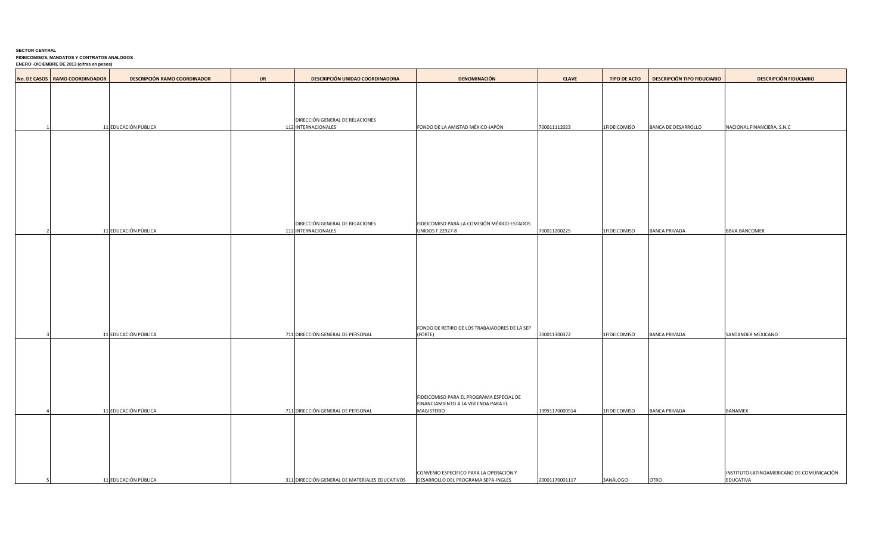**SECTOR CENTRAL**
**FIDEICOMISOS, MANDATOS Y CONTRATOS ANALOGOS**
**ENERO -DICIEMBRE DE 2013 (cifras en pesos)**

| No. DE CASOS | RAMO COORDINDADOR | DESCRIPCIÓN RAMO COORDINADOR | UR | DESCRIPCIÓN UNIDAD COORDINADORA | DENOMINACIÓN | CLAVE | TIPO DE ACTO | DESCRIPCIÓN TIPO FIDUCIARIO | DESCRIPCIÓN FIDUCIARIO |
|---|---|---|---|---|---|---|---|---|---|
| 1 | 11 | EDUCACIÓN PÚBLICA | 112 | DIRECCIÓN GENERAL DE RELACIONES INTERNACIONALES | FONDO DE LA AMISTAD MÉXICO-JAPÓN | 700011112023 | 1 | FIDEICOMISO | BANCA DE DESARROLLO | NACIONAL FINANCIERA, S.N.C |
| 2 | 11 | EDUCACIÓN PÚBLICA | 112 | DIRECCIÓN GENERAL DE RELACIONES INTERNACIONALES | FIDEICOMISO PARA LA COMISIÓN MÉXICO-ESTADOS UNIDOS F 22927-8 | 700011200225 | 1 | FIDEICOMISO | BANCA PRIVADA | BBVA BANCOMER |
| 3 | 11 | EDUCACIÓN PÚBLICA | 711 | DIRECCIÓN GENERAL DE PERSONAL | FONDO DE RETIRO DE LOS TRABAJADORES DE LA SEP (FORTE) | 700011300372 | 1 | FIDEICOMISO | BANCA PRIVADA | SANTANDER MEXICANO |
| 4 | 11 | EDUCACIÓN PÚBLICA | 711 | DIRECCIÓN GENERAL DE PERSONAL | FIDEICOMISO PARA EL PROGRAMA ESPECIAL DE FINANCIAMIENTO A LA VIVIENDA PARA EL MAGISTERIO | 19991170000914 | 1 | FIDEICOMISO | BANCA PRIVADA | BANAMEX |
| 5 | 11 | EDUCACIÓN PÚBLICA | 311 | DIRECCIÓN GENERAL DE MATERIALES EDUCATIVOS | CONVENIO ESPECIFICO PARA LA OPERACIÓN Y DESARROLLO DEL PROGRAMA SEPA-INGLES | 20001170001117 | 3 | ANÁLOGO | OTRO | INSTITUTO LATINOAMERICANO DE COMUNICACIÓN EDUCATIVA |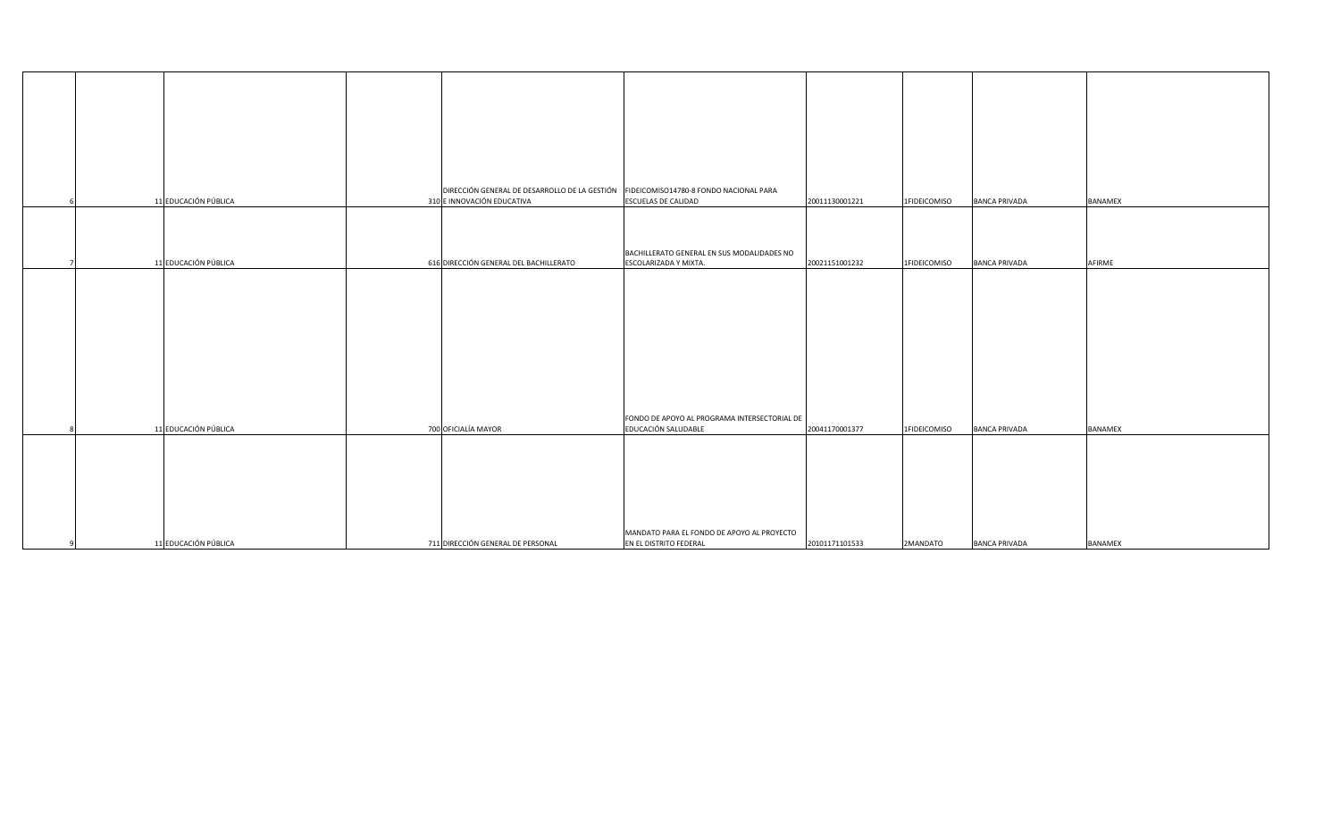| | | | | | | | | | |
|---|---|---|---|---|---|---|---|---|---|
| 6 | 11 | EDUCACIÓN PÚBLICA | | 310 | DIRECCIÓN GENERAL DE DESARROLLO DE LA GESTIÓN E INNOVACIÓN EDUCATIVA | FIDEICOMISO14780-8 FONDO NACIONAL PARA ESCUELAS DE CALIDAD | 20011130001221 | 1 | FIDEICOMISO | BANCA PRIVADA | BANAMEX |
| 7 | 11 | EDUCACIÓN PÚBLICA | | 616 | DIRECCIÓN GENERAL DEL BACHILLERATO | BACHILLERATO GENERAL EN SUS MODALIDADES NO ESCOLARIZADA Y MIXTA. | 20021151001232 | 1 | FIDEICOMISO | BANCA PRIVADA | AFIRME |
| 8 | 11 | EDUCACIÓN PÚBLICA | | 700 | OFICIALÍA MAYOR | FONDO DE APOYO AL PROGRAMA INTERSECTORIAL DE EDUCACIÓN SALUDABLE | 20041170001377 | 1 | FIDEICOMISO | BANCA PRIVADA | BANAMEX |
| 9 | 11 | EDUCACIÓN PÚBLICA | | 711 | DIRECCIÓN GENERAL DE PERSONAL | MANDATO PARA EL FONDO DE APOYO AL PROYECTO EN EL DISTRITO FEDERAL | 20101171101533 | 2 | MANDATO | BANCA PRIVADA | BANAMEX |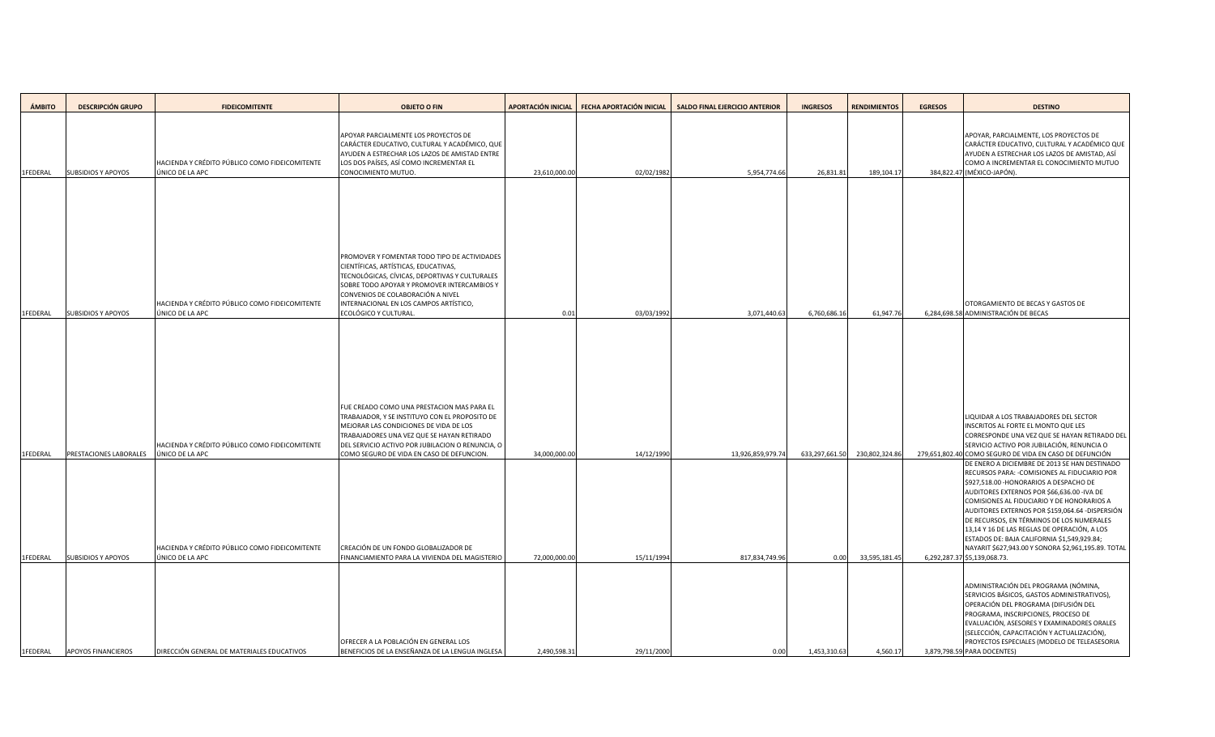| ÁMBITO | DESCRIPCIÓN GRUPO | FIDEICOMITENTE | OBJETO O FIN | APORTACIÓN INICIAL | FECHA APORTACIÓN INICIAL | SALDO FINAL EJERCICIO ANTERIOR | INGRESOS | RENDIMIENTOS | EGRESOS | DESTINO |
|---|---|---|---|---|---|---|---|---|---|---|
| 1FEDERAL | SUBSIDIOS Y APOYOS | HACIENDA Y CRÉDITO PÚBLICO COMO FIDEICOMITENTE ÚNICO DE LA APC | APOYAR PARCIALMENTE LOS PROYECTOS DE CARÁCTER EDUCATIVO, CULTURAL Y ACADÉMICO, QUE AYUDEN A ESTRECHAR LOS LAZOS DE AMISTAD ENTRE LOS DOS PAÍSES, ASÍ COMO INCREMENTAR EL CONOCIMIENTO MUTUO. | 23,610,000.00 | 02/02/1982 | 5,954,774.66 | 26,831.81 | 189,104.17 | 384,822.47 | APOYAR, PARCIALMENTE, LOS PROYECTOS DE CARÁCTER EDUCATIVO, CULTURAL Y ACADÉMICO QUE AYUDEN A ESTRECHAR LOS LAZOS DE AMISTAD, ASÍ COMO A INCREMENTAR EL CONOCIMIENTO MUTUO (MÉXICO-JAPÓN). |
| 1FEDERAL | SUBSIDIOS Y APOYOS | HACIENDA Y CRÉDITO PÚBLICO COMO FIDEICOMITENTE ÚNICO DE LA APC | PROMOVER Y FOMENTAR TODO TIPO DE ACTIVIDADES CIENTÍFICAS, ARTÍSTICAS, EDUCATIVAS, TECNOLÓGICAS, CÍVICAS, DEPORTIVAS Y CULTURALES SOBRE TODO APOYAR Y PROMOVER INTERCAMBIOS Y CONVENIOS DE COLABORACIÓN A NIVEL INTERNACIONAL EN LOS CAMPOS ARTÍSTICO, ECOLÓGICO Y CULTURAL. | 0.01 | 03/03/1992 | 3,071,440.63 | 6,760,686.16 | 61,947.76 | 6,284,698.58 | OTORGAMIENTO DE BECAS Y GASTOS DE ADMINISTRACIÓN DE BECAS |
| 1FEDERAL | PRESTACIONES LABORALES | HACIENDA Y CRÉDITO PÚBLICO COMO FIDEICOMITENTE ÚNICO DE LA APC | FUE CREADO COMO UNA PRESTACION MAS PARA EL TRABAJADOR, Y SE INSTITUYO CON EL PROPOSITO DE MEJORAR LAS CONDICIONES DE VIDA DE LOS TRABAJADORES UNA VEZ QUE SE HAYAN RETIRADO DEL SERVICIO ACTIVO POR JUBILACION O RENUNCIA, O COMO SEGURO DE VIDA EN CASO DE DEFUNCION. | 34,000,000.00 | 14/12/1990 | 13,926,859,979.74 | 633,297,661.50 | 230,802,324.86 | 279,651,802.40 | LIQUIDAR A LOS TRABAJADORES DEL SECTOR INSCRITOS AL FORTE EL MONTO QUE LES CORRESPONDE UNA VEZ QUE SE HAYAN RETIRADO DEL SERVICIO ACTIVO POR JUBILACIÓN, RENUNCIA O COMO SEGURO DE VIDA EN CASO DE DEFUNCIÓN |
| 1FEDERAL | SUBSIDIOS Y APOYOS | HACIENDA Y CRÉDITO PÚBLICO COMO FIDEICOMITENTE ÚNICO DE LA APC | CREACIÓN DE UN FONDO GLOBALIZADOR DE FINANCIAMIENTO PARA LA VIVIENDA DEL MAGISTERIO | 72,000,000.00 | 15/11/1994 | 817,834,749.96 | 0.00 | 33,595,181.45 | 6,292,287.37 | DE ENERO A DICIEMBRE DE 2013 SE HAN DESTINADO RECURSOS PARA: -COMISIONES AL FIDUCIARIO POR $927,518.00 -HONORARIOS A DESPACHO DE AUDITORES EXTERNOS POR $66,636.00 -IVA DE COMISIONES AL FIDUCIARIO Y DE HONORARIOS A AUDITORES EXTERNOS POR $159,064.64 -DISPERSIÓN DE RECURSOS, EN TÉRMINOS DE LOS NUMERALES 13,14 Y 16 DE LAS REGLAS DE OPERACIÓN, A LOS ESTADOS DE: BAJA CALIFORNIA $1,549,929.84; NAYARIT $627,943.00 Y SONORA $2,961,195.89. TOTAL $5,139,068.73. |
| 1FEDERAL | APOYOS FINANCIEROS | DIRECCIÓN GENERAL DE MATERIALES EDUCATIVOS | OFRECER A LA POBLACIÓN EN GENERAL LOS BENEFICIOS DE LA ENSEÑANZA DE LA LENGUA INGLESA | 2,490,598.31 | 29/11/2000 | 0.00 | 1,453,310.63 | 4,560.17 | 3,879,798.59 | ADMINISTRACIÓN DEL PROGRAMA (NÓMINA, SERVICIOS BÁSICOS, GASTOS ADMINISTRATIVOS), OPERACIÓN DEL PROGRAMA (DIFUSIÓN DEL PROGRAMA, INSCRIPCIONES, PROCESO DE EVALUACIÓN, ASESORES Y EXAMINADORES ORALES (SELECCIÓN, CAPACITACIÓN Y ACTUALIZACIÓN), PROYECTOS ESPECIALES (MODELO DE TELEASESORIA PARA DOCENTES) |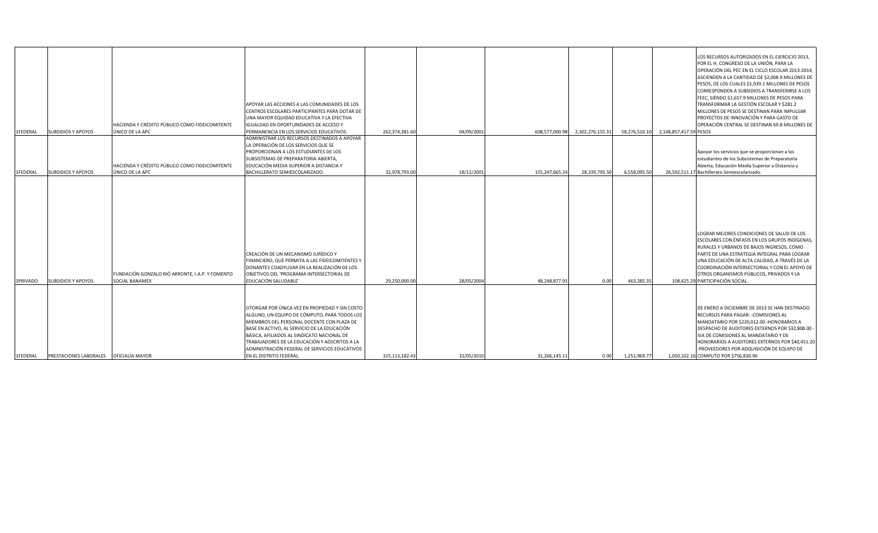| | | | | | | | | | | |
|---|---|---|---|---|---|---|---|---|---|---|
| 1FEDERAL | SUBSIDIOS Y APOYOS | HACIENDA Y CRÉDITO PÚBLICO COMO FIDEICOMITENTE ÚNICO DE LA APC | APOYAR LAS ACCIONES A LAS COMUNIDADES DE LOS CENTROS ESCOLARES PARTICIPANTES PARA DOTAR DE UNA MAYOR EQUIDAD EDUCATIVA Y LA EFECTIVA IGUALDAD EN OPORTUNIDADES DE ACCESO Y PERMANENCIA EN LOS SERVICIOS EDUCATIVOS. | 262,374,381.60 | 04/09/2001 | 608,577,000.98 | 2,302,276,155.31 | 58,276,510.10 | 2,148,857,417.59 | PESOS LOS RECURSOS AUTORIZADOS EN EL EJERCICIO 2013, POR EL H. CONGRESO DE LA UNIÓN, PARA LA OPERACIÓN DEL PEC EN EL CICLO ESCOLAR 2013-2014, ASCIENDEN A LA CANTIDAD DE $2,008.9 MILLONES DE PESOS, DE LOS CUALES $1,939.1 MILLONES DE PESOS CORRESPONDEN A SUBSIDIOS A TRANSFERIRSE A LOS FEEC, SIENDO $1,657.9 MILLONES DE PESOS PARA TRANSFORMAR LA GESTIÓN ESCOLAR Y $281.2 MILLONES DE PESOS SE DESTINAN PARA IMPULSAR PROYECTOS DE INNOVACIÓN Y PARA GASTO DE OPERACIÓN CENTRAL SE DESTINAN 69.8 MILLONES DE PESOS |
| 1FEDERAL | SUBSIDIOS Y APOYOS | HACIENDA Y CRÉDITO PÚBLICO COMO FIDEICOMITENTE ÚNICO DE LA APC | ADMINISTRAR LOS RECURSOS DESTINADOS A APOYAR LA OPERACIÓN DE LOS SERVICIOS QUE SE PROPORCIONAN A LOS ESTUDIANTES DE LOS SUBSISTEMAS DE PREPARATORIA ABIERTA, EDUCACIÓN MEDIA SUPERIOR A DISTANCIA Y BACHILLERATO SEMIESCOLARIZADO. | 32,978,793.00 | 18/12/2001 | 155,247,665.24 | 28,339,793.50 | 6,558,095.50 | 26,592,511.17 | Apoyar los servicios que se proporcionan a los estudiantes de los Subsistemas de Preparatoria Abierta, Educación Media Superior a Distancia y Bachillerato Semiescolarizado. |
| 3PRIVADO | SUBSIDIOS Y APOYOS | FUNDACIÓN GONZALO RIÓ ARRONTE, I.A.P. Y FOMENTO SOCIAL BANAMEX | CREACIÓN DE UN MECANISMO JURÍDICO Y FINANCIERO, QUE PERMITA A LAS FIDEICOMITENTES Y DONANTES COADYUVAR EN LA REALIZACIÓN DE LOS OBJETIVOS DEL 'PROGRAMA INTERSECTORIAL DE EDUCACIÓN SALUDABLE' | 29,250,000.00 | 28/05/2004 | 48,248,877.91 | 0.00 | 463,285.35 | 108,425.29 | PARTICIPACIÓN SOCIAL. LOGRAR MEJORES CONDICIONES DE SALUD DE LOS ESCOLARES CON ÉNFASIS EN LOS GRUPOS INDÍGENAS, RURALES Y URBANOS DE BAJOS INGRESOS, COMO PARTE DE UNA ESTRATEGIA INTEGRAL PARA LOGRAR UNA EDUCACIÓN DE ALTA CALIDAD, A TRAVÉS DE LA COORDINACIÓN INTERSECTORIAL Y CON EL APOYO DE OTROS ORGANISMOS PÚBLICOS, PRIVADOS Y LA PARTICIPACIÓN SOCIAL. |
| 1FEDERAL | PRESTACIONES LABORALES | OFICIALÍA MAYOR | OTORGAR POR ÚNICA VEZ EN PROPIEDAD Y SIN COSTO ALGUNO, UN EQUIPO DE CÓMPUTO, PARA TODOS LOS MIEMBROS DEL PERSONAL DOCENTE CON PLAZA DE BASE EN ACTIVO, AL SERVICIO DE LA EDUCACIÓN BÁSICA, AFILIADOS AL SINDICATO NACIONAL DE TRABAJADORES DE LA EDUCACIÓN Y ADSCRITOS A LA ADMNISTRACIÓN FEDERAL DE SERVICIOS EDUCATIVOS EN EL DISTRITO FEDERAL. | 325,113,182.43 | 31/05/2010 | 31,266,145.11 | 0.00 | 1,251,969.77 | 1,050,102.16 | DE ENERO A DICIEMBRE DE 2013 SE HAN DESTINADO RECURSOS PARA PAGAR: -COMISIONES AL MANDATARIO POR $220,012.00 -HONORARIOS A DESPACHO DE AUDITORES EXTERNOS POR $32,808.00 -IVA DE COMISIONES AL MANDATARIO Y DE HONORARIOS A AUDITORES EXTERNOS POR $40,451.20 -PROVEEDORES POR ADQUISICIÓN DE EQUIPO DE COMPUTO POR $756,830.96 |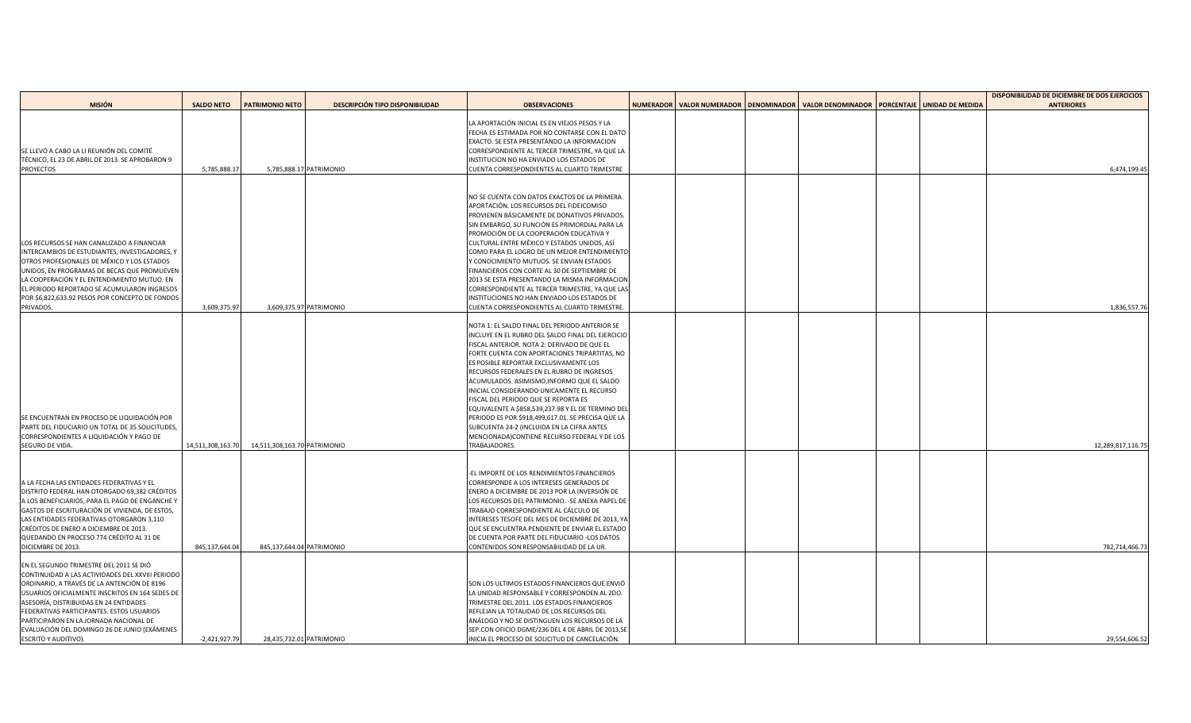| MISIÓN | SALDO NETO | PATRIMONIO NETO | DESCRIPCIÓN TIPO DISPONIBILIDAD | OBSERVACIONES | NUMERADOR | VALOR NUMERADOR | DENOMINADOR | VALOR DENOMINADOR | PORCENTAJE | UNIDAD DE MEDIDA | DISPONIBILIDAD DE DICIEMBRE DE DOS EJERCICIOS ANTERIORES |
|---|---|---|---|---|---|---|---|---|---|---|---|
| SE LLEVÓ A CABO LA LI REUNIÓN DEL COMITÉ TÉCNICO, EL 23 DE ABRIL DE 2013. SE APROBARON 9 PROYECTOS | 5,785,888.17 | 5,785,888.17 | PATRIMONIO | LA APORTACIÓN INICIAL ES EN VIEJOS PESOS Y LA FECHA ES ESTIMADA POR NO CONTARSE CON EL DATO EXACTO. SE ESTA PRESENTANDO LA INFORMACION CORRESPONDIENTE AL TERCER TRIMESTRE, YA QUE LA INSTITUCION NO HA ENVIADO LOS ESTADOS DE CUENTA CORRESPONDIENTES AL CUARTO TRIMESTRE | | | | | | | 6,474,199.45 |
| LOS RECURSOS SE HAN CANALIZADO A FINANCIAR INTERCAMBIOS DE ESTUDIANTES, INVESTIGADORES, Y OTROS PROFESIONALES DE MÉXICO Y LOS ESTADOS UNIDOS, EN PROGRAMAS DE BECAS QUE PROMUEVEN LA COOPERACIÓN Y EL ENTENDIMIENTO MUTUO. EN EL PERIODO REPORTADO SE ACUMULARON INGRESOS POR $6,822,633.92 PESOS POR CONCEPTO DE FONDOS PRIVADOS. | 3,609,375.97 | 3,609,375.97 | PATRIMONIO | NO SE CUENTA CON DATOS EXACTOS DE LA PRIMERA APORTACIÓN. LOS RECURSOS DEL FIDEICOMISO PROVIENEN BÁSICAMENTE DE DONATIVOS PRIVADOS. SIN EMBARGO, SU FUNCIÓN ES PRIMORDIAL PARA LA PROMOCIÓN DE LA COOPERACIÓN EDUCATIVA Y CULTURAL ENTRE MÉXICO Y ESTADOS UNIDOS, ASÍ COMO PARA EL LOGRO DE UN MEJOR ENTENDIMIENTO Y CONOCIMIENTO MUTUOS. SE ENVIAN ESTADOS FINANCIEROS CON CORTE AL 30 DE SEPTIEMBRE DE 2013 SE ESTA PRESENTANDO LA MISMA INFORMACION CORRESPONDIENTE AL TERCER TRIMESTRE, YA QUE LAS INSTITUCIONES NO HAN ENVIADO LOS ESTADOS DE CUENTA CORRESPONDIENTES AL CUARTO TRIMESTRE. | | | | | | | 1,836,557.76 |
| SE ENCUENTRAN EN PROCESO DE LIQUIDACIÓN POR PARTE DEL FIDUCIARIO UN TOTAL DE 35 SOLICITUDES, CORRESPONDIENTES A LIQUIDACIÓN Y PAGO DE SEGURO DE VIDA. | 14,511,308,163.70 | 14,511,308,163.70 | PATRIMONIO | NOTA 1: EL SALDO FINAL DEL PERIODO ANTERIOR SE INCLUYE EN EL RUBRO DEL SALDO FINAL DEL EJERCICIO FISCAL ANTERIOR. NOTA 2: DERIVADO DE QUE EL FORTE CUENTA CON APORTACIONES TRIPARTITAS, NO ES POSIBLE REPORTAR EXCLUSIVAMENTE LOS RECURSOS FEDERALES EN EL RUBRO DE INGRESOS ACUMULADOS. ASIMISMO,INFORMO QUE EL SALDO INICIAL CONSIDERANDO UNICAMENTE EL RECURSO FISCAL DEL PERIODO QUE SE REPORTA ES EQUIVALENTE A $858,539,237.98 Y EL DE TERMINO DEL PERIODO ES POR $918,499,617.01. SE PRECISA QUE LA SUBCUENTA 24-2 (INCLUIDA EN LA CIFRA ANTES MENCIONADA)CONTIENE RECURSO FEDERAL Y DE LOS TRABAJADORES. | | | | | | | 12,289,817,116.75 |
| A LA FECHA LAS ENTIDADES FEDERATIVAS Y EL DISTRITO FEDERAL HAN OTORGADO 69,382 CRÉDITOS A LOS BENEFICIARIOS, PARA EL PAGO DE ENGANCHE Y GASTOS DE ESCRITURACIÓN DE VIVIENDA, DE ESTOS, LAS ENTIDADES FEDERATIVAS OTORGARON 3,110 CRÉDITOS DE ENERO A DICIEMBRE DE 2013. QUEDANDO EN PROCESO 774 CRÉDITO AL 31 DE DICIEMBRE DE 2013. | 845,137,644.04 | 845,137,644.04 | PATRIMONIO | -EL IMPORTE DE LOS RENDIMIENTOS FINANCIEROS CORRESPONDE A LOS INTERESES GENERADOS DE ENERO A DICIEMBRE DE 2013 POR LA INVERSIÓN DE LOS RECURSOS DEL PATRIMONIO. -SE ANEXA PAPEL DE TRABAJO CORRESPONDIENTE AL CÁLCULO DE INTERESES TESOFE DEL MES DE DICIEMBRE DE 2013, YA QUE SE ENCUENTRA PENDIENTE DE ENVIAR EL ESTADO DE CUENTA POR PARTE DEL FIDUCIARIO -LOS DATOS CONTENIDOS SON RESPONSABILIDAD DE LA UR. | | | | | | | 782,714,466.73 |
| EN EL SEGUNDO TRIMESTRE DEL 2011 SE DIÓ CONTINUIDAD A LAS ACTIVIDADES DEL XXVIII PERIODO ORDINARIO, A TRAVÉS DE LA ANTENCIÓN DE 8196 USUARIOS OFICIALMENTE INSCRITOS EN 164 SEDES DE ASESORÍA, DISTRIBUIDAS EN 24 ENTIDADES FEDERATIVAS PARTICIPANTES. ESTOS USUARIOS PARTICIPARON EN LA JORNADA NACIONAL DE EVALUACIÓN DEL DOMINGO 26 DE JUNIO (EXÁMENES ESCRITO Y AUDITIVO). | -2,421,927.79 | 28,435,732.01 | PATRIMONIO | SON LOS ULTIMOS ESTADOS FINANCIEROS QUE ENVIÓ LA UNIDAD RESPONSABLE Y CORRESPONDEN AL 2DO. TRIMESTRE DEL 2011. LOS ESTADOS FINANCIEROS REFLEJAN LA TOTALIDAD DE LOS RECURSOS DEL ANÁLOGO Y NO SE DISTINGUEN LOS RECURSOS DE LA SEP.CON OFICIO DGME/236 DEL 4 DE ABRIL DE 2013,SE INICIA EL PROCESO DE SOLICITUD DE CANCELACIÓN. | | | | | | | 29,554,606.52 |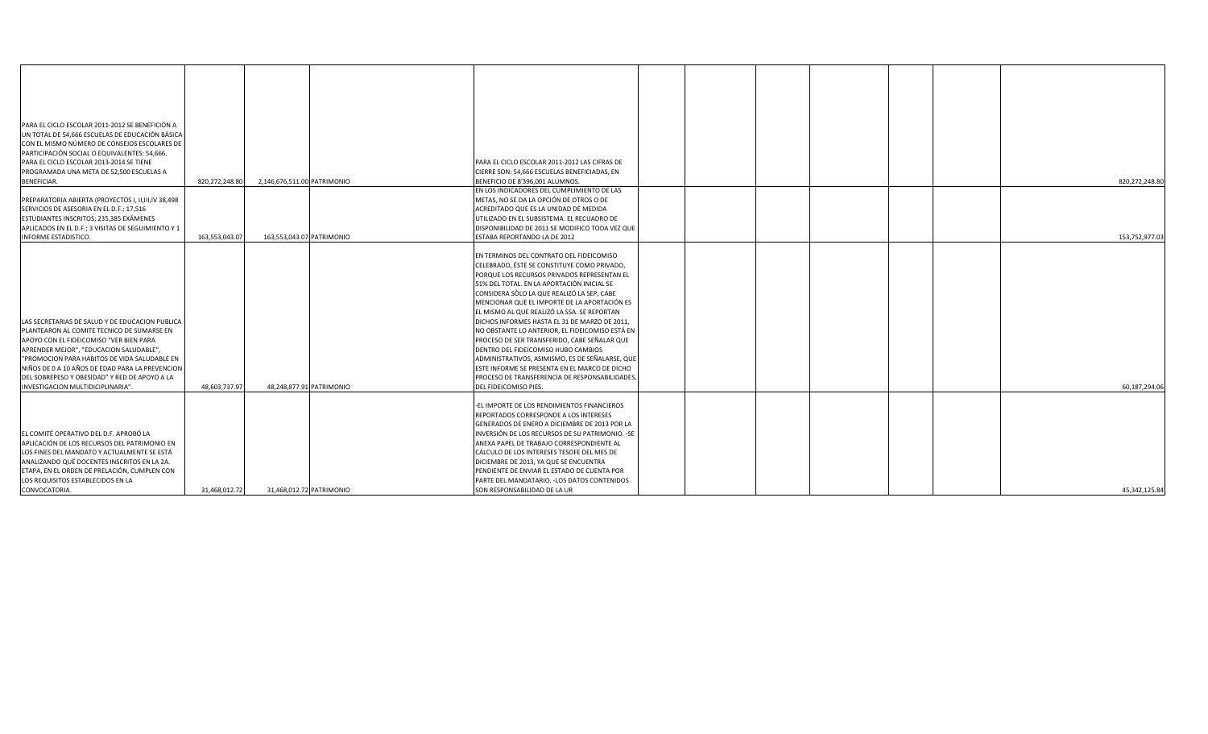| | | | | | | | | | | | |
|---|---|---|---|---|---|---|---|---|---|---|---|
| PARA EL CICLO ESCOLAR 2011-2012 SE BENEFICIÓN A UN TOTAL DE 54,666 ESCUELAS DE EDUCACIÓN BÁSICA CON EL MISMO NÚMERO DE CONSEJOS ESCOLARES DE PARTICIPACIÓN SOCIAL O EQUIVALENTES: 54,666. PARA EL CICLO ESCOLAR 2013-2014 SE TIENE PROGRAMADA UNA META DE 52,500 ESCUELAS A BENEFICIAR. | 820,272,248.80 | 2,146,676,511.00 | PATRIMONIO | PARA EL CICLO ESCOLAR 2011-2012 LAS CIFRAS DE CIERRE SON: 54,666 ESCUELAS BENEFICIADAS, EN BENEFICIO DE 8'396,001 ALUMNOS. | | | | | | | 820,272,248.80 |
| PREPARATORIA ABIERTA (PROYECTOS I, II,III,IV 38,498 SERVICIOS DE ASESORIA EN EL D.F.; 17,516 ESTUDIANTES INSCRITOS; 235,385 EXÁMENES APLICADOS EN EL D.F.; 3 VISITAS DE SEGUIMIENTO Y 1 INFORME ESTADISTICO. | 163,553,043.07 | 163,553,043.07 | PATRIMONIO | EN LOS INDICADORES DEL CUMPLIMIENTO DE LAS METAS, NO SE DA LA OPCIÓN DE OTROS O DE ACREDITADO QUE ES LA UNIDAD DE MEDIDA UTILIZADO EN EL SUBSISTEMA. EL RECUADRO DE DISPONIBILIDAD DE 2011 SE MODIFICO TODA VEZ QUE ESTABA REPORTANDO LA DE 2012 | | | | | | | 153,752,977.03 |
| LAS SECRETARIAS DE SALUD Y DE EDUCACION PUBLICA PLANTEARON AL COMITE TECNICO DE SUMARSE EN APOYO CON EL FIDEICOMISO "VER BIEN PARA APRENDER MEJOR", "EDUCACION SALUDABLE", "PROMOCION PARA HABITOS DE VIDA SALUDABLE EN NIÑOS DE 0 A 10 AÑOS DE EDAD PARA LA PREVENCION DEL SOBREPESO Y OBESIDAD" Y RED DE APOYO A LA INVESTIGACION MULTIDICIPLINARIA". | 48,603,737.97 | 48,248,877.91 | PATRIMONIO | EN TERMINOS DEL CONTRATO DEL FIDEICOMISO CELEBRADO, ÉSTE SE CONSTITUYE COMO PRIVADO, PORQUE LOS RECURSOS PRIVADOS REPRESENTAN EL 51% DEL TOTAL. EN LA APORTACIÓN INICIAL SE CONSIDERA SÓLO LA QUE REALIZÓ LA SEP, CABE MENCIONAR QUE EL IMPORTE DE LA APORTACIÓN ES EL MISMO AL QUE REALIZÓ LA SSA. SE REPORTAN DICHOS INFORMES HASTA EL 31 DE MARZO DE 2011, NO OBSTANTE LO ANTERIOR, EL FIDEICOMISO ESTÁ EN PROCESO DE SER TRANSFERIDO, CABE SEÑALAR QUE DENTRO DEL FIDEICOMISO HUBO CAMBIOS ADMINISTRATIVOS, ASIMISMO, ES DE SEÑALARSE, QUE ESTE INFORME SE PRESENTA EN EL MARCO DE DICHO PROCESO DE TRANSFERENCIA DE RESPONSABILIDADES, DEL FIDEICOMISO PIES. | | | | | | | 60,187,294.06 |
| EL COMITÉ OPERATIVO DEL D.F. APROBÓ LA APLICACIÓN DE LOS RECURSOS DEL PATRIMONIO EN LOS FINES DEL MANDATO Y ACTUALMENTE SE ESTÁ ANALIZANDO QUÉ DOCENTES INSCRITOS EN LA 2A. ETAPA, EN EL ORDEN DE PRELACIÓN, CUMPLEN CON LOS REQUISITOS ESTABLECIDOS EN LA CONVOCATORIA. | 31,468,012.72 | 31,468,012.72 | PATRIMONIO | -EL IMPORTE DE LOS RENDIMIENTOS FINANCIEROS REPORTADOS CORRESPONDE A LOS INTERESES GENERADOS DE ENERO A DICIEMBRE DE 2013 POR LA INVERSIÓN DE LOS RECURSOS DE SU PATRIMONIO. -SE ANEXA PAPEL DE TRABAJO CORRESPONDIENTE AL CÁLCULO DE LOS INTERESES TESOFE DEL MES DE DICIEMBRE DE 2013, YA QUE SE ENCUENTRA PENDIENTE DE ENVIAR EL ESTADO DE CUENTA POR PARTE DEL MANDATARIO. -LOS DATOS CONTENIDOS SON RESPONSABILIDAD DE LA UR | | | | | | | 45,342,125.84 |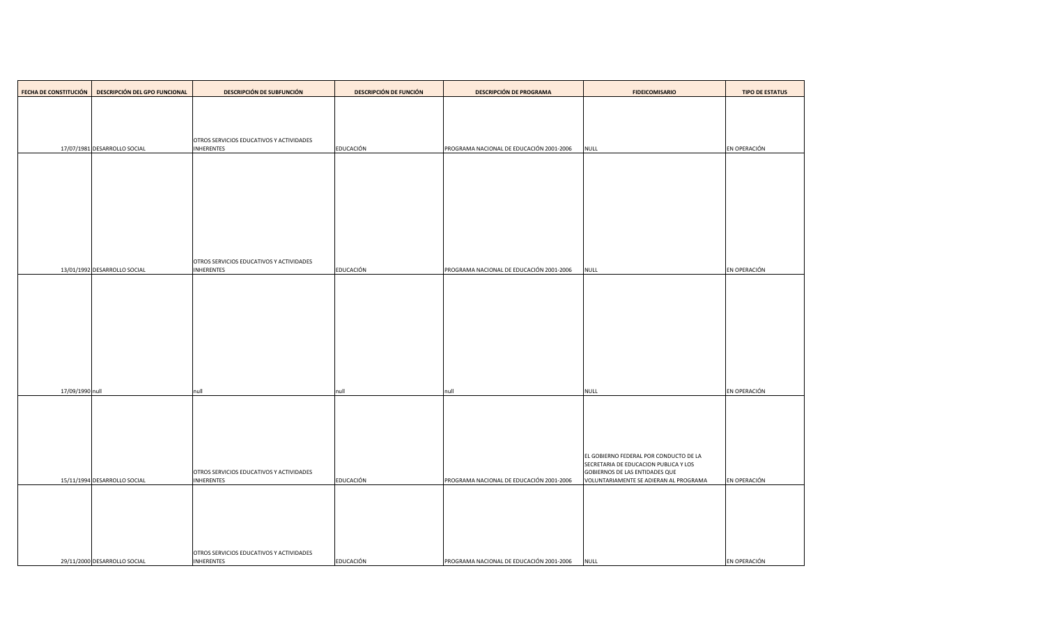| FECHA DE CONSTITUCIÓN | DESCRIPCIÓN DEL GPO FUNCIONAL | DESCRIPCIÓN DE SUBFUNCIÓN | DESCRIPCIÓN DE FUNCIÓN | DESCRIPCIÓN DE PROGRAMA | FIDEICOMISARIO | TIPO DE ESTATUS |
|---|---|---|---|---|---|---|
| 17/07/1981 | DESARROLLO SOCIAL | OTROS SERVICIOS EDUCATIVOS Y ACTIVIDADES INHERENTES | EDUCACIÓN | PROGRAMA NACIONAL DE EDUCACIÓN 2001-2006 | NULL | EN OPERACIÓN |
| 13/01/1992 | DESARROLLO SOCIAL | OTROS SERVICIOS EDUCATIVOS Y ACTIVIDADES INHERENTES | EDUCACIÓN | PROGRAMA NACIONAL DE EDUCACIÓN 2001-2006 | NULL | EN OPERACIÓN |
| 17/09/1990 | null | null | null | null | NULL | EN OPERACIÓN |
| 15/11/1994 | DESARROLLO SOCIAL | OTROS SERVICIOS EDUCATIVOS Y ACTIVIDADES INHERENTES | EDUCACIÓN | PROGRAMA NACIONAL DE EDUCACIÓN 2001-2006 | EL GOBIERNO FEDERAL POR CONDUCTO DE LA SECRETARIA DE EDUCACION PUBLICA Y LOS GOBIERNOS DE LAS ENTIDADES QUE VOLUNTARIAMENTE SE ADIERAN AL PROGRAMA | EN OPERACIÓN |
| 29/11/2000 | DESARROLLO SOCIAL | OTROS SERVICIOS EDUCATIVOS Y ACTIVIDADES INHERENTES | EDUCACIÓN | PROGRAMA NACIONAL DE EDUCACIÓN 2001-2006 | NULL | EN OPERACIÓN |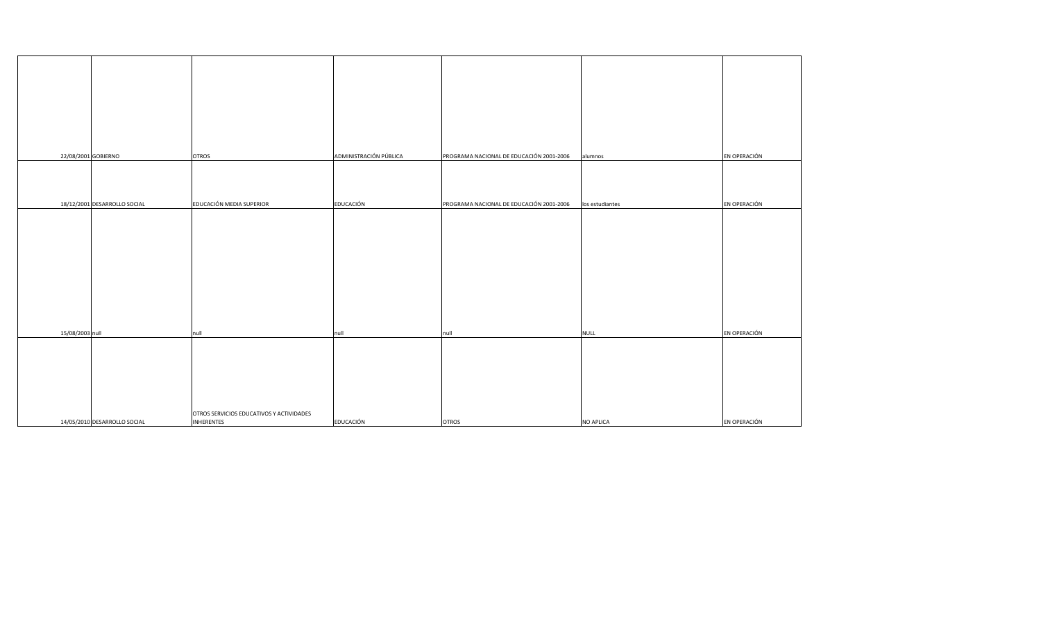| | | | | | | |
|---|---|---|---|---|---|---|
| 22/08/2001 | GOBIERNO | OTROS | ADMINISTRACIÓN PÚBLICA | PROGRAMA NACIONAL DE EDUCACIÓN 2001-2006 | alumnos | EN OPERACIÓN |
| 18/12/2001 | DESARROLLO SOCIAL | EDUCACIÓN MEDIA SUPERIOR | EDUCACIÓN | PROGRAMA NACIONAL DE EDUCACIÓN 2001-2006 | los estudiantes | EN OPERACIÓN |
| 15/08/2003 | null | null | null | null | NULL | EN OPERACIÓN |
| 14/05/2010 | DESARROLLO SOCIAL | OTROS SERVICIOS EDUCATIVOS Y ACTIVIDADES INHERENTES | EDUCACIÓN | OTROS | NO APLICA | EN OPERACIÓN |